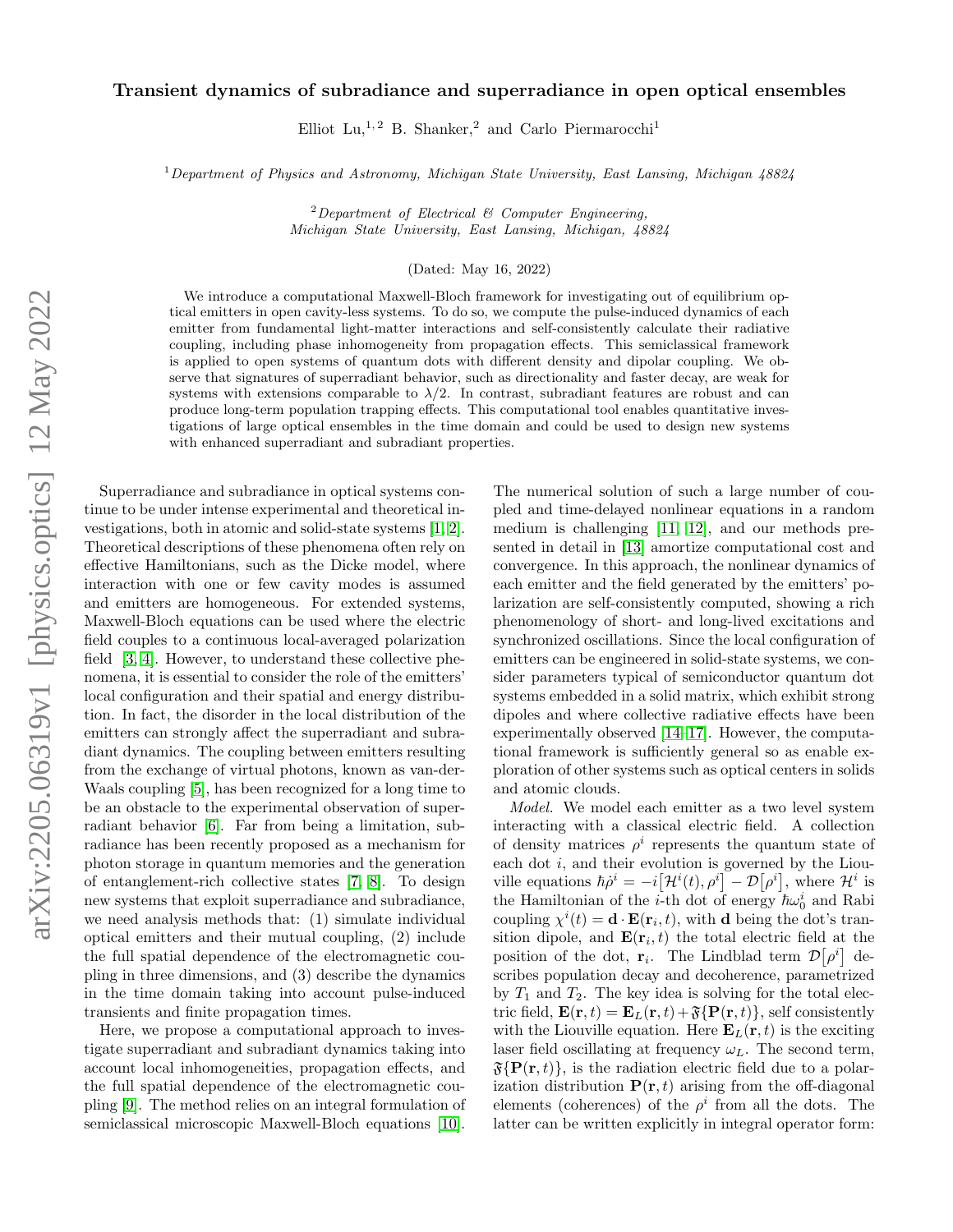# Transient dynamics of subradiance and superradiance in open optical ensembles

Elliot Lu,[1,2] B. Shanker,[2] and Carlo Piermarocchi[1]

[1] *Department of Physics and Astronomy, Michigan State University, East Lansing, Michigan 48824*

[2] *Department of Electrical & Computer Engineering, Michigan State University, East Lansing, Michigan, 48824*

(Dated: May 16, 2022)

We introduce a computational Maxwell-Bloch framework for investigating out of equilibrium optical emitters in open cavity-less systems. To do so, we compute the pulse-induced dynamics of each emitter from fundamental light-matter interactions and self-consistently calculate their radiative coupling, including phase inhomogeneity from propagation effects. This semiclassical framework is applied to open systems of quantum dots with different density and dipolar coupling. We observe that signatures of superradiant behavior, such as directionality and faster decay, are weak for systems with extensions comparable to $\lambda/2$. In contrast, subradiant features are robust and can produce long-term population trapping effects. This computational tool enables quantitative investigations of large optical ensembles in the time domain and could be used to design new systems with enhanced superradiant and subradiant properties.

Superradiance and subradiance in optical systems continue to be under intense experimental and theoretical investigations, both in atomic and solid-state systems [1, 2]. Theoretical descriptions of these phenomena often rely on effective Hamiltonians, such as the Dicke model, where interaction with one or few cavity modes is assumed and emitters are homogeneous. For extended systems, Maxwell-Bloch equations can be used where the electric field couples to a continuous local-averaged polarization field [3, 4]. However, to understand these collective phenomena, it is essential to consider the role of the emitters' local configuration and their spatial and energy distribution. In fact, the disorder in the local distribution of the emitters can strongly affect the superradiant and subradiant dynamics. The coupling between emitters resulting from the exchange of virtual photons, known as van-der-Waals coupling [5], has been recognized for a long time to be an obstacle to the experimental observation of superradiant behavior [6]. Far from being a limitation, subradiance has been recently proposed as a mechanism for photon storage in quantum memories and the generation of entanglement-rich collective states [7, 8]. To design new systems that exploit superradiance and subradiance, we need analysis methods that: (1) simulate individual optical emitters and their mutual coupling, (2) include the full spatial dependence of the electromagnetic coupling in three dimensions, and (3) describe the dynamics in the time domain taking into account pulse-induced transients and finite propagation times.

Here, we propose a computational approach to investigate superradiant and subradiant dynamics taking into account local inhomogeneities, propagation effects, and the full spatial dependence of the electromagnetic coupling [9]. The method relies on an integral formulation of semiclassical microscopic Maxwell-Bloch equations [10]. The numerical solution of such a large number of coupled and time-delayed nonlinear equations in a random medium is challenging [11, 12], and our methods presented in detail in [13] amortize computational cost and convergence. In this approach, the nonlinear dynamics of each emitter and the field generated by the emitters' polarization are self-consistently computed, showing a rich phenomenology of short- and long-lived excitations and synchronized oscillations. Since the local configuration of emitters can be engineered in solid-state systems, we consider parameters typical of semiconductor quantum dot systems embedded in a solid matrix, which exhibit strong dipoles and where collective radiative effects have been experimentally observed [14–17]. However, the computational framework is sufficiently general so as enable exploration of other systems such as optical centers in solids and atomic clouds.

*Model.* We model each emitter as a two level system interacting with a classical electric field. A collection of density matrices $\rho^i$ represents the quantum state of each dot $i$, and their evolution is governed by the Liouville equations $\hbar\dot{\rho}^i = -i\big[\mathcal{H}^i(t), \rho^i\big] - \mathcal{D}\big[\rho^i\big]$, where $\mathcal{H}^i$ is the Hamiltonian of the $i$-th dot of energy $\hbar\omega_0^i$ and Rabi coupling $\chi^i(t) = \mathbf{d}\cdot\mathbf{E}(\mathbf{r}_i, t)$, with $\mathbf{d}$ being the dot's transition dipole, and $\mathbf{E}(\mathbf{r}_i, t)$ the total electric field at the position of the dot, $\mathbf{r}_i$. The Lindblad term $\mathcal{D}\big[\rho^i\big]$ describes population decay and decoherence, parametrized by $T_1$ and $T_2$. The key idea is solving for the total electric field, $\mathbf{E}(\mathbf{r}, t) = \mathbf{E}_L(\mathbf{r}, t) + \mathfrak{F}\{\mathbf{P}(\mathbf{r}, t)\}$, self consistently with the Liouville equation. Here $\mathbf{E}_L(\mathbf{r}, t)$ is the exciting laser field oscillating at frequency $\omega_L$. The second term, $\mathfrak{F}\{\mathbf{P}(\mathbf{r}, t)\}$, is the radiation electric field due to a polarization distribution $\mathbf{P}(\mathbf{r}, t)$ arising from the off-diagonal elements (coherences) of the $\rho^i$ from all the dots. The latter can be written explicitly in integral operator form: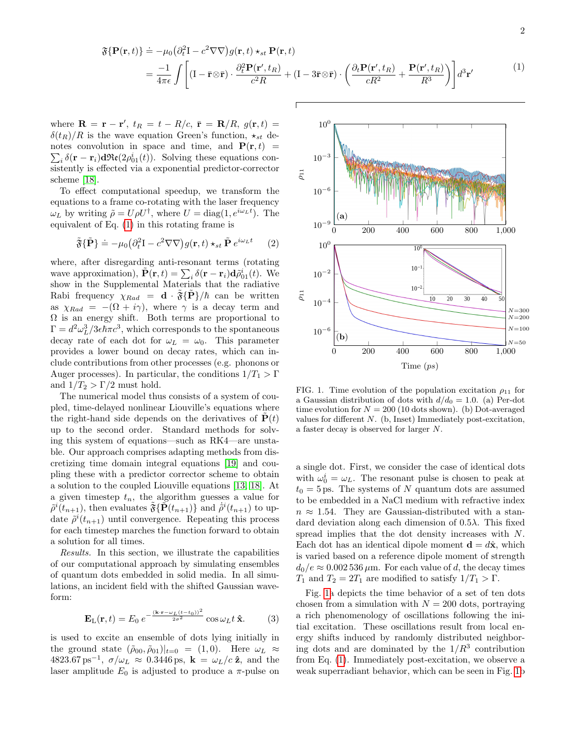$$
\begin{aligned}
\mathfrak{F}\{\mathbf{P}(\mathbf{r},t)\} &\doteq -\mu_0\big(\partial_t^2 \mathrm{I} - c^2\nabla\nabla\big) g(\mathbf{r},t) \star_{st} \mathbf{P}(\mathbf{r},t) \\
&= \frac{-1}{4\pi\epsilon}\int \left[ (\mathrm{I}-\bar{\mathbf{r}}\otimes\bar{\mathbf{r}})\cdot \frac{\partial_t^2 \mathbf{P}(\mathbf{r}',t_R)}{c^2 R} + (\mathrm{I}-3\bar{\mathbf{r}}\otimes\bar{\mathbf{r}})\cdot\left(\frac{\partial_t \mathbf{P}(\mathbf{r}',t_R)}{cR^2} + \frac{\mathbf{P}(\mathbf{r}',t_R)}{R^3}\right)\right] d^3\mathbf{r}'
\end{aligned} \tag{1}
$$

where $\mathbf{R} = \mathbf{r} - \mathbf{r}'$, $t_R = t - R/c$, $\bar{\mathbf{r}} = \mathbf{R}/R$, $g(\mathbf{r},t) = \delta(t_R)/R$ is the wave equation Green's function, $\star_{st}$ denotes convolution in space and time, and $\mathbf{P}(\mathbf{r},t) = \sum_i \delta(\mathbf{r}-\mathbf{r}_i)\mathbf{d}\Re\mathfrak{e}(2\rho_{01}^i(t))$. Solving these equations consistently is effected via a exponential predictor-corrector scheme [18].

To effect computational speedup, we transform the equations to a frame co-rotating with the laser frequency $\omega_L$ by writing $\tilde{\rho} = U\rho U^\dagger$, where $U = \mathrm{diag}(1, e^{i\omega_L t})$. The equivalent of Eq. (1) in this rotating frame is

$$
\tilde{\mathfrak{F}}\{\tilde{\mathbf{P}}\} \doteq -\mu_0\big(\partial_t^2 \mathrm{I} - c^2\nabla\nabla\big) g(\mathbf{r},t) \star_{st} \tilde{\mathbf{P}}\, e^{i\omega_L t} \tag{2}
$$

where, after disregarding anti-resonant terms (rotating wave approximation), $\tilde{\mathbf{P}}(\mathbf{r},t) = \sum_i \delta(\mathbf{r}-\mathbf{r}_i)\mathbf{d}\tilde{\rho}_{01}^i(t)$. We show in the Supplemental Materials that the radiative Rabi frequency $\chi_{Rad} = \mathbf{d}\cdot\tilde{\mathfrak{F}}\{\tilde{\mathbf{P}}\}/\hbar$ can be written as $\chi_{Rad} = -(\Omega + i\gamma)$, where $\gamma$ is a decay term and $\Omega$ is an energy shift. Both terms are proportional to $\Gamma = d^2\omega_L^3/3\epsilon\hbar\pi c^3$, which corresponds to the spontaneous decay rate of each dot for $\omega_L = \omega_0$. This parameter provides a lower bound on decay rates, which can include contributions from other processes (e.g. phonons or Auger processes). In particular, the conditions $1/T_1 > \Gamma$ and $1/T_2 > \Gamma/2$ must hold.

The numerical model thus consists of a system of coupled, time-delayed nonlinear Liouville's equations where the right-hand side depends on the derivatives of $\tilde{\mathbf{P}}(t)$ up to the second order. Standard methods for solving this system of equations—such as RK4—are unstable. Our approach comprises adapting methods from discretizing time domain integral equations [19] and coupling these with a predictor corrector scheme to obtain a solution to the coupled Liouville equations [13, 18]. At a given timestep $t_n$, the algorithm guesses a value for $\tilde{\rho}^i(t_{n+1})$, then evaluates $\tilde{\mathfrak{F}}\{\tilde{\mathbf{P}}(t_{n+1})\}$ and $\dot{\tilde{\rho}}^i(t_{n+1})$ to update $\tilde{\rho}^i(t_{n+1})$ until convergence. Repeating this process for each timestep marches the function forward to obtain a solution for all times.

*Results.* In this section, we illustrate the capabilities of our computational approach by simulating ensembles of quantum dots embedded in solid media. In all simulations, an incident field with the shifted Gaussian waveform:

$$
\mathbf{E}_\mathrm{L}(\mathbf{r},t) = E_0\, e^{-\frac{(\mathbf{k}\cdot\mathbf{r}-\omega_L(t-t_0))^2}{2\sigma^2}} \cos\omega_L t\,\hat{\mathbf{x}}. \tag{3}
$$

is used to excite an ensemble of dots lying initially in the ground state $(\tilde{\rho}_{00}, \tilde{\rho}_{01})|_{t=0} = (1,0)$. Here $\omega_L \approx 4823.67\,\mathrm{ps}^{-1}$, $\sigma/\omega_L \approx 0.3446\,\mathrm{ps}$, $\mathbf{k} = \omega_L/c\,\hat{\mathbf{z}}$, and the laser amplitude $E_0$ is adjusted to produce a $\pi$-pulse on a single dot. First, we consider the case of identical dots with $\omega_0^i = \omega_L$. The resonant pulse is chosen to peak at $t_0 = 5\,\mathrm{ps}$. The systems of $N$ quantum dots are assumed to be embedded in a NaCl medium with refractive index $n \approx 1.54$. They are Gaussian-distributed with a standard deviation along each dimension of $0.5\lambda$. This fixed spread implies that the dot density increases with $N$. Each dot has an identical dipole moment $\mathbf{d} = d\hat{\mathbf{x}}$, which is varied based on a reference dipole moment of strength $d_0/e \approx 0.002\,536\,\mu\mathrm{m}$. For each value of $d$, the decay times $T_1$ and $T_2 = 2T_1$ are modified to satisfy $1/T_1 > \Gamma$.

FIG. 1. Time evolution of the population excitation $\rho_{11}$ for a Gaussian distribution of dots with $d/d_0 = 1.0$. (a) Per-dot time evolution for $N = 200$ (10 dots shown). (b) Dot-averaged values for different $N$. (b, Inset) Immediately post-excitation, a faster decay is observed for larger $N$.

Fig. 1a depicts the time behavior of a set of ten dots chosen from a simulation with $N = 200$ dots, portraying a rich phenomenology of oscillations following the initial excitation. These oscillations result from local energy shifts induced by randomly distributed neighboring dots and are dominated by the $1/R^3$ contribution from Eq. (1). Immediately post-excitation, we observe a weak superradiant behavior, which can be seen in Fig. 1b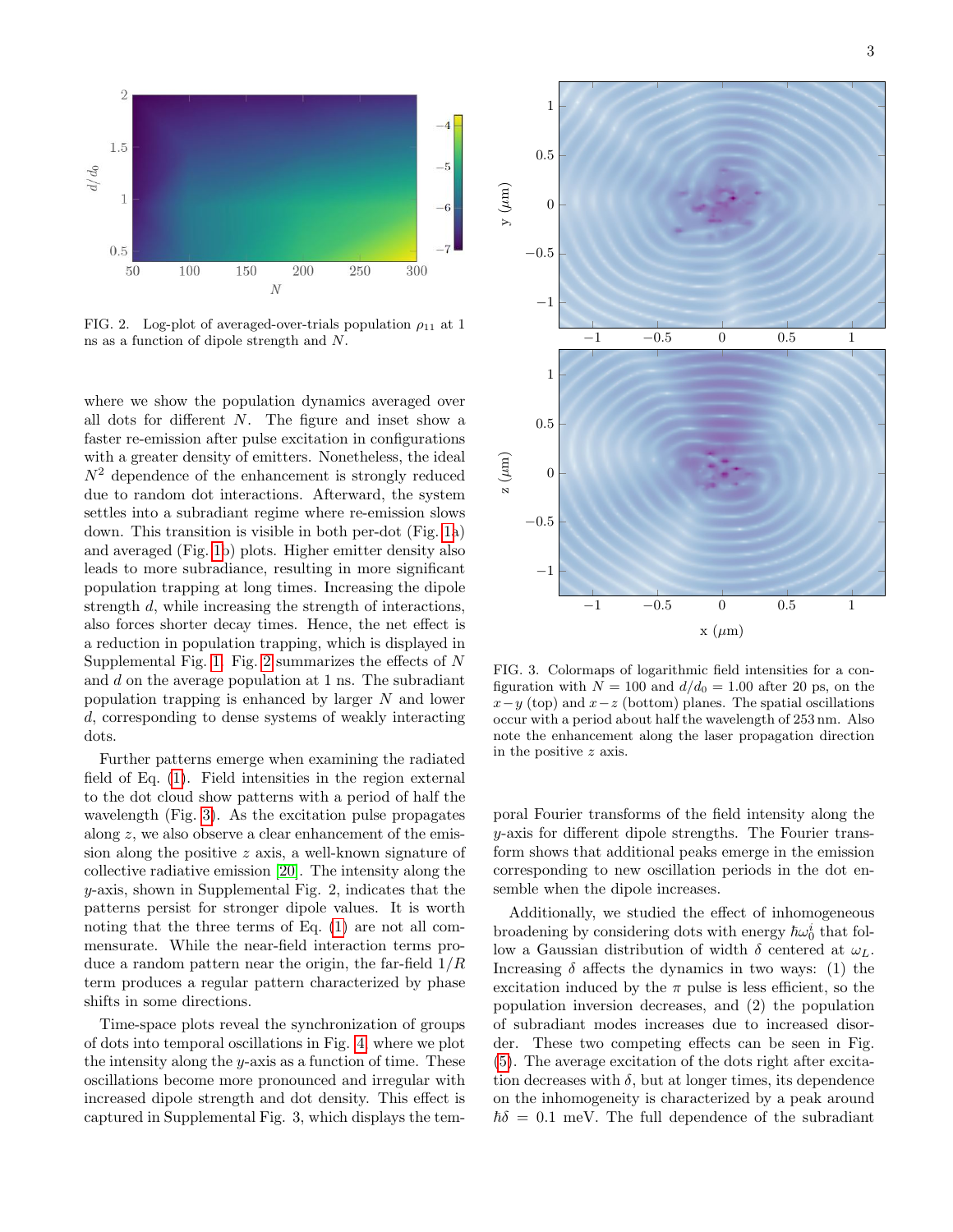FIG. 2. Log-plot of averaged-over-trials population $\rho_{11}$ at 1 ns as a function of dipole strength and $N$.

where we show the population dynamics averaged over all dots for different $N$. The figure and inset show a faster re-emission after pulse excitation in configurations with a greater density of emitters. Nonetheless, the ideal $N^2$ dependence of the enhancement is strongly reduced due to random dot interactions. Afterward, the system settles into a subradiant regime where re-emission slows down. This transition is visible in both per-dot (Fig. 1a) and averaged (Fig. 1b) plots. Higher emitter density also leads to more subradiance, resulting in more significant population trapping at long times. Increasing the dipole strength $d$, while increasing the strength of interactions, also forces shorter decay times. Hence, the net effect is a reduction in population trapping, which is displayed in Supplemental Fig. 1. Fig. 2 summarizes the effects of $N$ and $d$ on the average population at 1 ns. The subradiant population trapping is enhanced by larger $N$ and lower $d$, corresponding to dense systems of weakly interacting dots.

Further patterns emerge when examining the radiated field of Eq. (1). Field intensities in the region external to the dot cloud show patterns with a period of half the wavelength (Fig. 3). As the excitation pulse propagates along $z$, we also observe a clear enhancement of the emission along the positive $z$ axis, a well-known signature of collective radiative emission [20]. The intensity along the $y$-axis, shown in Supplemental Fig. 2, indicates that the patterns persist for stronger dipole values. It is worth noting that the three terms of Eq. (1) are not all commensurate. While the near-field interaction terms produce a random pattern near the origin, the far-field $1/R$ term produces a regular pattern characterized by phase shifts in some directions.

Time-space plots reveal the synchronization of groups of dots into temporal oscillations in Fig. 4, where we plot the intensity along the $y$-axis as a function of time. These oscillations become more pronounced and irregular with increased dipole strength and dot density. This effect is captured in Supplemental Fig. 3, which displays the temporal Fourier transforms of the field intensity along the $y$-axis for different dipole strengths. The Fourier transform shows that additional peaks emerge in the emission corresponding to new oscillation periods in the dot ensemble when the dipole increases.

FIG. 3. Colormaps of logarithmic field intensities for a configuration with $N = 100$ and $d/d_0 = 1.00$ after 20 ps, on the $x-y$ (top) and $x-z$ (bottom) planes. The spatial oscillations occur with a period about half the wavelength of 253 nm. Also note the enhancement along the laser propagation direction in the positive $z$ axis.

Additionally, we studied the effect of inhomogeneous broadening by considering dots with energy $\hbar\omega_0^i$ that follow a Gaussian distribution of width $\delta$ centered at $\omega_L$. Increasing $\delta$ affects the dynamics in two ways: (1) the excitation induced by the $\pi$ pulse is less efficient, so the population inversion decreases, and (2) the population of subradiant modes increases due to increased disorder. These two competing effects can be seen in Fig. (5). The average excitation of the dots right after excitation decreases with $\delta$, but at longer times, its dependence on the inhomogeneity is characterized by a peak around $\hbar\delta = 0.1$ meV. The full dependence of the subradiant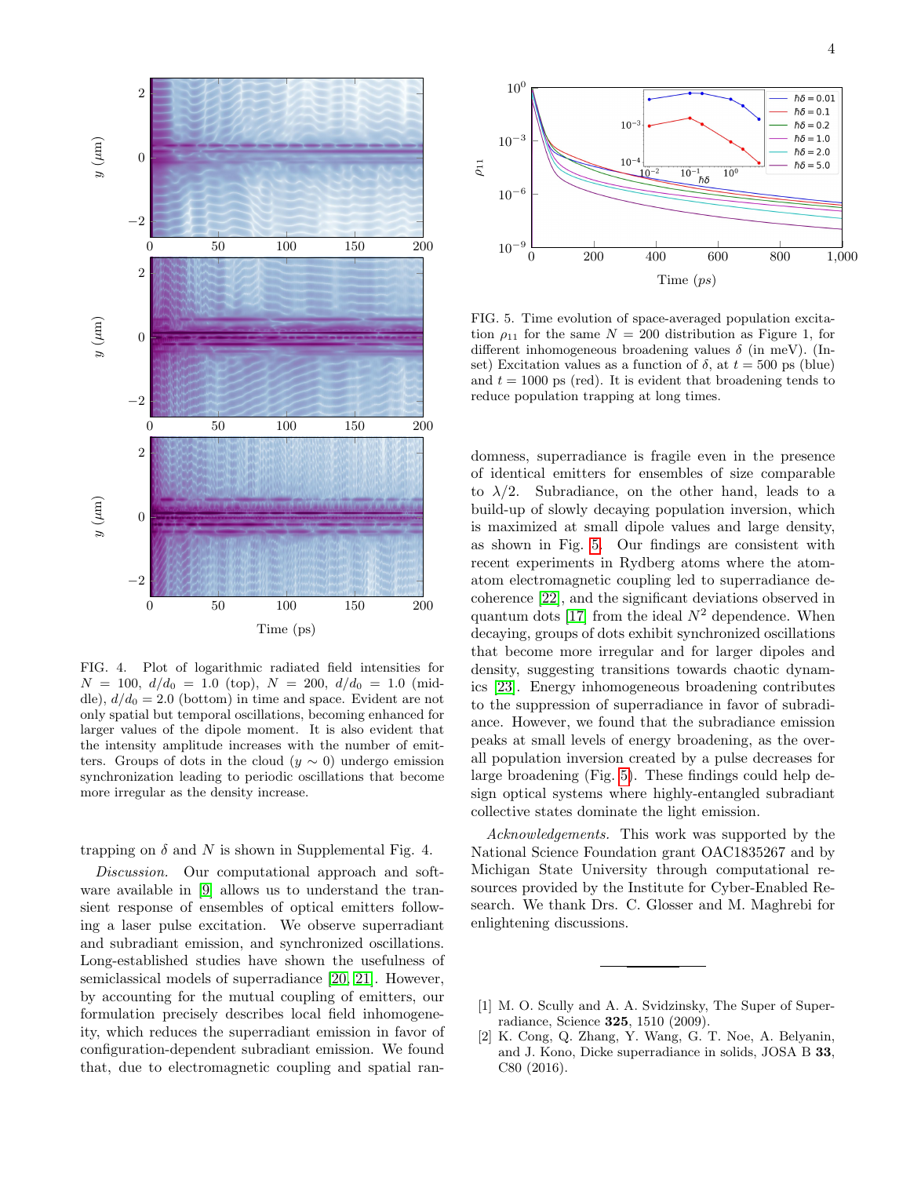FIG. 4. Plot of logarithmic radiated field intensities for $N = 100$, $d/d_0 = 1.0$ (top), $N = 200$, $d/d_0 = 1.0$ (middle), $d/d_0 = 2.0$ (bottom) in time and space. Evident are not only spatial but temporal oscillations, becoming enhanced for larger values of the dipole moment. It is also evident that the intensity amplitude increases with the number of emitters. Groups of dots in the cloud ($y \sim 0$) undergo emission synchronization leading to periodic oscillations that become more irregular as the density increase.

trapping on $\delta$ and $N$ is shown in Supplemental Fig. 4.

*Discussion.* Our computational approach and software available in [9] allows us to understand the transient response of ensembles of optical emitters following a laser pulse excitation. We observe superradiant and subradiant emission, and synchronized oscillations. Long-established studies have shown the usefulness of semiclassical models of superradiance [20, 21]. However, by accounting for the mutual coupling of emitters, our formulation precisely describes local field inhomogeneity, which reduces the superradiant emission in favor of configuration-dependent subradiant emission. We found that, due to electromagnetic coupling and spatial randomness, superradiance is fragile even in the presence of identical emitters for ensembles of size comparable to $\lambda/2$. Subradiance, on the other hand, leads to a build-up of slowly decaying population inversion, which is maximized at small dipole values and large density, as shown in Fig. 5. Our findings are consistent with recent experiments in Rydberg atoms where the atom-atom electromagnetic coupling led to superradiance decoherence [22], and the significant deviations observed in quantum dots [17] from the ideal $N^2$ dependence. When decaying, groups of dots exhibit synchronized oscillations that become more irregular and for larger dipoles and density, suggesting transitions towards chaotic dynamics [23]. Energy inhomogeneous broadening contributes to the suppression of superradiance in favor of subradiance. However, we found that the subradiance emission peaks at small levels of energy broadening, as the overall population inversion created by a pulse decreases for large broadening (Fig. 5). These findings could help design optical systems where highly-entangled subradiant collective states dominate the light emission.

FIG. 5. Time evolution of space-averaged population excitation $\rho_{11}$ for the same $N = 200$ distribution as Figure 1, for different inhomogeneous broadening values $\delta$ (in meV). (Inset) Excitation values as a function of $\delta$, at $t = 500$ ps (blue) and $t = 1000$ ps (red). It is evident that broadening tends to reduce population trapping at long times.

*Acknowledgements.* This work was supported by the National Science Foundation grant OAC1835267 and by Michigan State University through computational resources provided by the Institute for Cyber-Enabled Research. We thank Drs. C. Glosser and M. Maghrebi for enlightening discussions.

---

[1] M. O. Scully and A. A. Svidzinsky, The Super of Superradiance, Science **325**, 1510 (2009).

[2] K. Cong, Q. Zhang, Y. Wang, G. T. Noe, A. Belyanin, and J. Kono, Dicke superradiance in solids, JOSA B **33**, C80 (2016).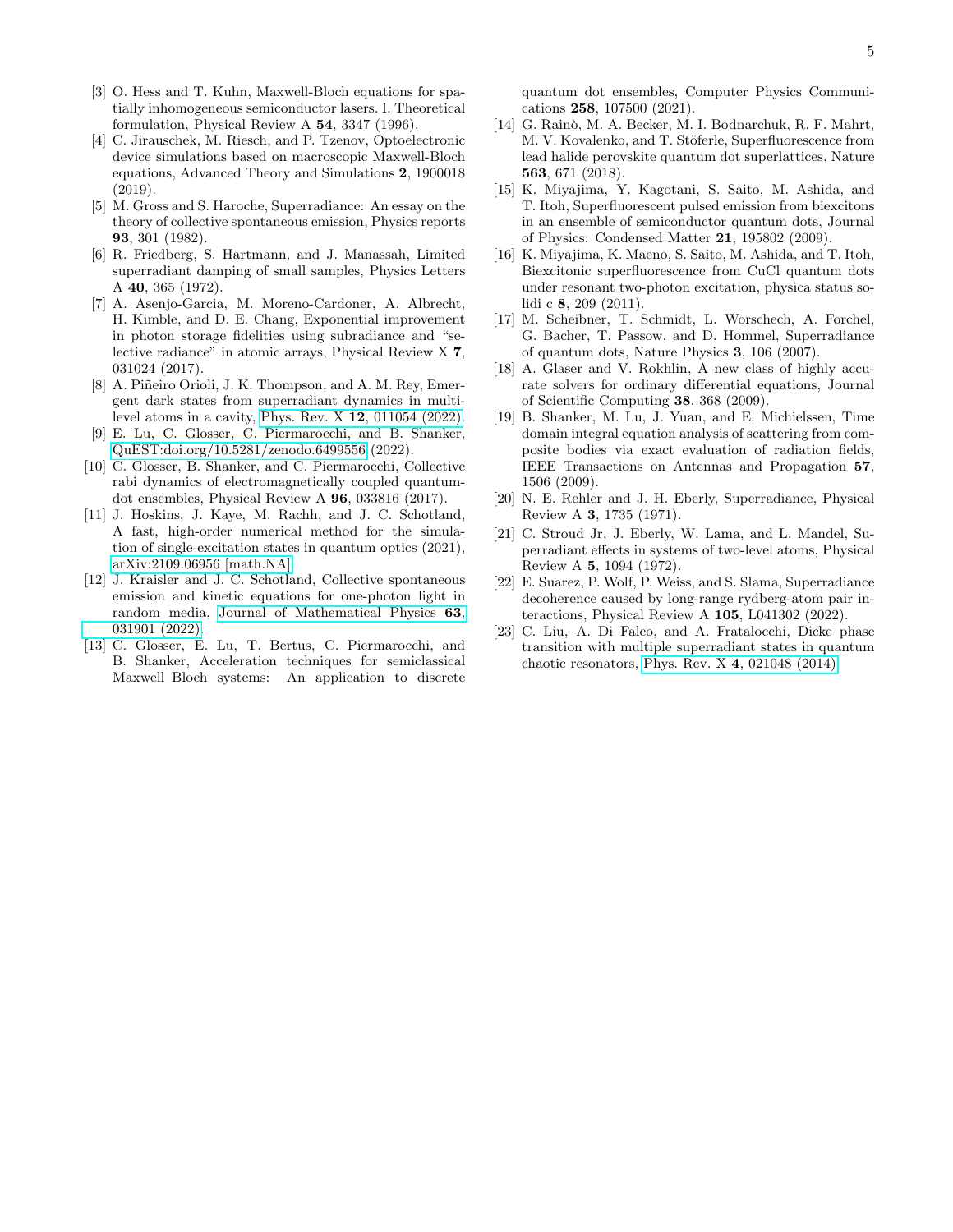[3] O. Hess and T. Kuhn, Maxwell-Bloch equations for spatially inhomogeneous semiconductor lasers. I. Theoretical formulation, Physical Review A **54**, 3347 (1996).

[4] C. Jirauschek, M. Riesch, and P. Tzenov, Optoelectronic device simulations based on macroscopic Maxwell-Bloch equations, Advanced Theory and Simulations **2**, 1900018 (2019).

[5] M. Gross and S. Haroche, Superradiance: An essay on the theory of collective spontaneous emission, Physics reports **93**, 301 (1982).

[6] R. Friedberg, S. Hartmann, and J. Manassah, Limited superradiant damping of small samples, Physics Letters A **40**, 365 (1972).

[7] A. Asenjo-Garcia, M. Moreno-Cardoner, A. Albrecht, H. Kimble, and D. E. Chang, Exponential improvement in photon storage fidelities using subradiance and "selective radiance" in atomic arrays, Physical Review X **7**, 031024 (2017).

[8] A. Piñeiro Orioli, J. K. Thompson, and A. M. Rey, Emergent dark states from superradiant dynamics in multilevel atoms in a cavity, Phys. Rev. X **12**, 011054 (2022).

[9] E. Lu, C. Glosser, C. Piermarocchi, and B. Shanker, QuEST:doi.org/10.5281/zenodo.6499556 (2022).

[10] C. Glosser, B. Shanker, and C. Piermarocchi, Collective rabi dynamics of electromagnetically coupled quantum-dot ensembles, Physical Review A **96**, 033816 (2017).

[11] J. Hoskins, J. Kaye, M. Rachh, and J. C. Schotland, A fast, high-order numerical method for the simulation of single-excitation states in quantum optics (2021), arXiv:2109.06956 [math.NA].

[12] J. Kraisler and J. C. Schotland, Collective spontaneous emission and kinetic equations for one-photon light in random media, Journal of Mathematical Physics **63**, 031901 (2022).

[13] C. Glosser, E. Lu, T. Bertus, C. Piermarocchi, and B. Shanker, Acceleration techniques for semiclassical Maxwell–Bloch systems: An application to discrete quantum dot ensembles, Computer Physics Communications **258**, 107500 (2021).

[14] G. Rainò, M. A. Becker, M. I. Bodnarchuk, R. F. Mahrt, M. V. Kovalenko, and T. Stöferle, Superfluorescence from lead halide perovskite quantum dot superlattices, Nature **563**, 671 (2018).

[15] K. Miyajima, Y. Kagotani, S. Saito, M. Ashida, and T. Itoh, Superfluorescent pulsed emission from biexcitons in an ensemble of semiconductor quantum dots, Journal of Physics: Condensed Matter **21**, 195802 (2009).

[16] K. Miyajima, K. Maeno, S. Saito, M. Ashida, and T. Itoh, Biexcitonic superfluorescence from CuCl quantum dots under resonant two-photon excitation, physica status solidi c **8**, 209 (2011).

[17] M. Scheibner, T. Schmidt, L. Worschech, A. Forchel, G. Bacher, T. Passow, and D. Hommel, Superradiance of quantum dots, Nature Physics **3**, 106 (2007).

[18] A. Glaser and V. Rokhlin, A new class of highly accurate solvers for ordinary differential equations, Journal of Scientific Computing **38**, 368 (2009).

[19] B. Shanker, M. Lu, J. Yuan, and E. Michielssen, Time domain integral equation analysis of scattering from composite bodies via exact evaluation of radiation fields, IEEE Transactions on Antennas and Propagation **57**, 1506 (2009).

[20] N. E. Rehler and J. H. Eberly, Superradiance, Physical Review A **3**, 1735 (1971).

[21] C. Stroud Jr, J. Eberly, W. Lama, and L. Mandel, Superradiant effects in systems of two-level atoms, Physical Review A **5**, 1094 (1972).

[22] E. Suarez, P. Wolf, P. Weiss, and S. Slama, Superradiance decoherence caused by long-range rydberg-atom pair interactions, Physical Review A **105**, L041302 (2022).

[23] C. Liu, A. Di Falco, and A. Fratalocchi, Dicke phase transition with multiple superradiant states in quantum chaotic resonators, Phys. Rev. X **4**, 021048 (2014).